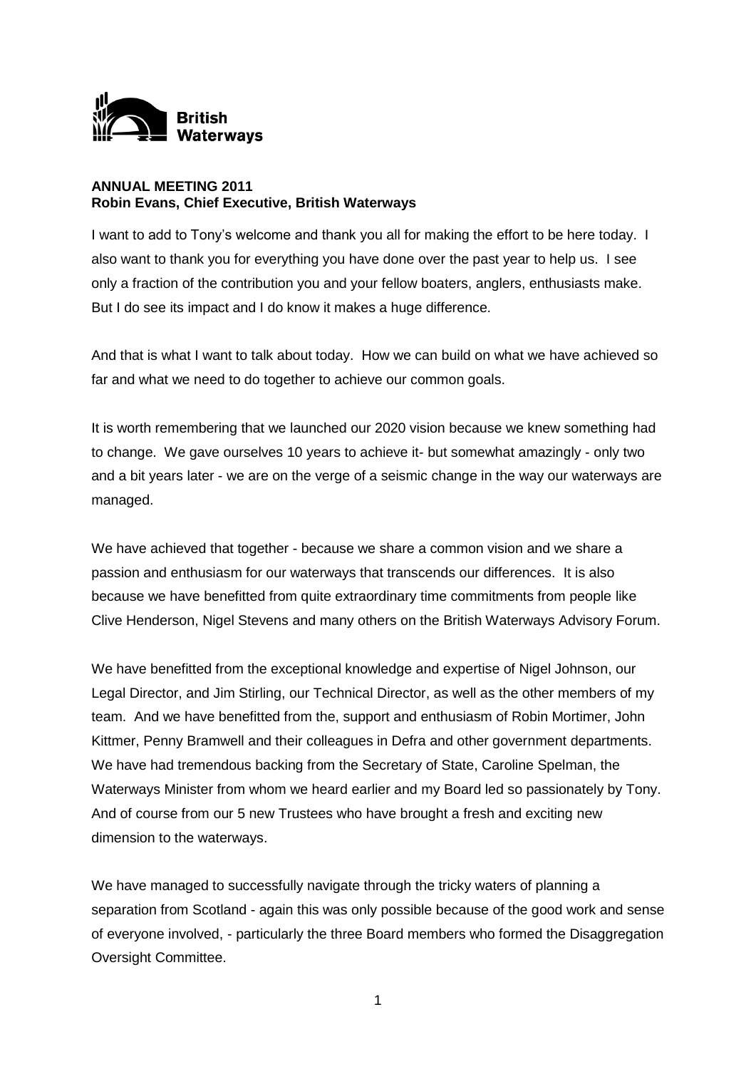**British Waterways**

**ANNUAL MEETING 2011**
**Robin Evans, Chief Executive, British Waterways**

I want to add to Tony's welcome and thank you all for making the effort to be here today. I also want to thank you for everything you have done over the past year to help us. I see only a fraction of the contribution you and your fellow boaters, anglers, enthusiasts make. But I do see its impact and I do know it makes a huge difference.

And that is what I want to talk about today. How we can build on what we have achieved so far and what we need to do together to achieve our common goals.

It is worth remembering that we launched our 2020 vision because we knew something had to change. We gave ourselves 10 years to achieve it- but somewhat amazingly - only two and a bit years later - we are on the verge of a seismic change in the way our waterways are managed.

We have achieved that together - because we share a common vision and we share a passion and enthusiasm for our waterways that transcends our differences. It is also because we have benefitted from quite extraordinary time commitments from people like Clive Henderson, Nigel Stevens and many others on the British Waterways Advisory Forum.

We have benefitted from the exceptional knowledge and expertise of Nigel Johnson, our Legal Director, and Jim Stirling, our Technical Director, as well as the other members of my team. And we have benefitted from the, support and enthusiasm of Robin Mortimer, John Kittmer, Penny Bramwell and their colleagues in Defra and other government departments. We have had tremendous backing from the Secretary of State, Caroline Spelman, the Waterways Minister from whom we heard earlier and my Board led so passionately by Tony. And of course from our 5 new Trustees who have brought a fresh and exciting new dimension to the waterways.

We have managed to successfully navigate through the tricky waters of planning a separation from Scotland - again this was only possible because of the good work and sense of everyone involved, - particularly the three Board members who formed the Disaggregation Oversight Committee.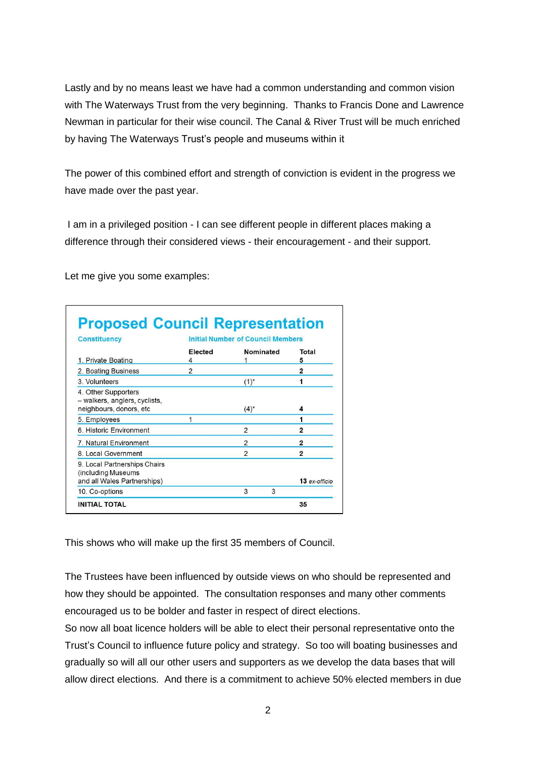Lastly and by no means least we have had a common understanding and common vision with The Waterways Trust from the very beginning. Thanks to Francis Done and Lawrence Newman in particular for their wise council. The Canal & River Trust will be much enriched by having The Waterways Trust's people and museums within it

The power of this combined effort and strength of conviction is evident in the progress we have made over the past year.

I am in a privileged position - I can see different people in different places making a difference through their considered views - their encouragement - and their support.

Let me give you some examples:

## Proposed Council Representation

| Constituency | Initial Number of Council Members | | |
|---|---|---|---|
| | Elected | Nominated | Total |
| 1. Private Boating | 4 | 1 | **5** |
| 2. Boating Business | 2 | | **2** |
| 3. Volunteers | | (1)* | **1** |
| 4. Other Supporters – walkers, anglers, cyclists, neighbours, donors, etc | | (4)* | **4** |
| 5. Employees | 1 | | **1** |
| 6. Historic Environment | | 2 | **2** |
| 7. Natural Environment | | 2 | **2** |
| 8. Local Government | | 2 | **2** |
| 9. Local Partnerships Chairs (including Museums and all Wales Partnerships) | | | **13** *ex-officio* |
| 10. Co-options | | 3 | 3 |
| **INITIAL TOTAL** | | | **35** |

This shows who will make up the first 35 members of Council.

The Trustees have been influenced by outside views on who should be represented and how they should be appointed. The consultation responses and many other comments encouraged us to be bolder and faster in respect of direct elections.

So now all boat licence holders will be able to elect their personal representative onto the Trust's Council to influence future policy and strategy. So too will boating businesses and gradually so will all our other users and supporters as we develop the data bases that will allow direct elections. And there is a commitment to achieve 50% elected members in due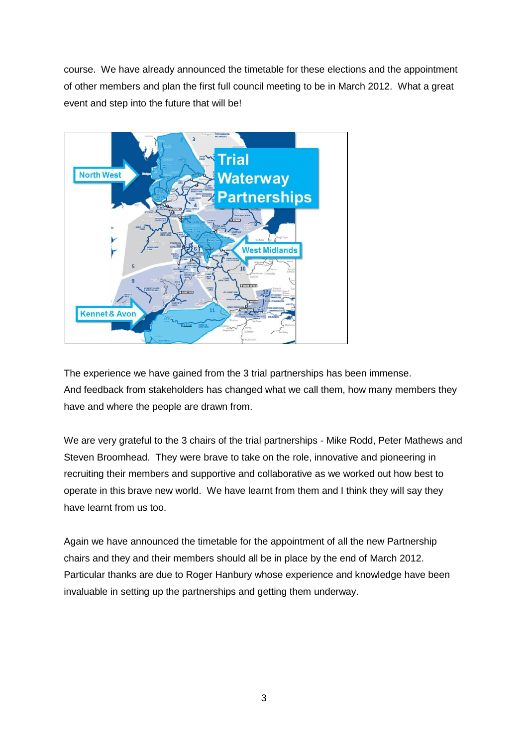course. We have already announced the timetable for these elections and the appointment of other members and plan the first full council meeting to be in March 2012. What a great event and step into the future that will be!

The experience we have gained from the 3 trial partnerships has been immense. And feedback from stakeholders has changed what we call them, how many members they have and where the people are drawn from.

We are very grateful to the 3 chairs of the trial partnerships - Mike Rodd, Peter Mathews and Steven Broomhead. They were brave to take on the role, innovative and pioneering in recruiting their members and supportive and collaborative as we worked out how best to operate in this brave new world. We have learnt from them and I think they will say they have learnt from us too.

Again we have announced the timetable for the appointment of all the new Partnership chairs and they and their members should all be in place by the end of March 2012. Particular thanks are due to Roger Hanbury whose experience and knowledge have been invaluable in setting up the partnerships and getting them underway.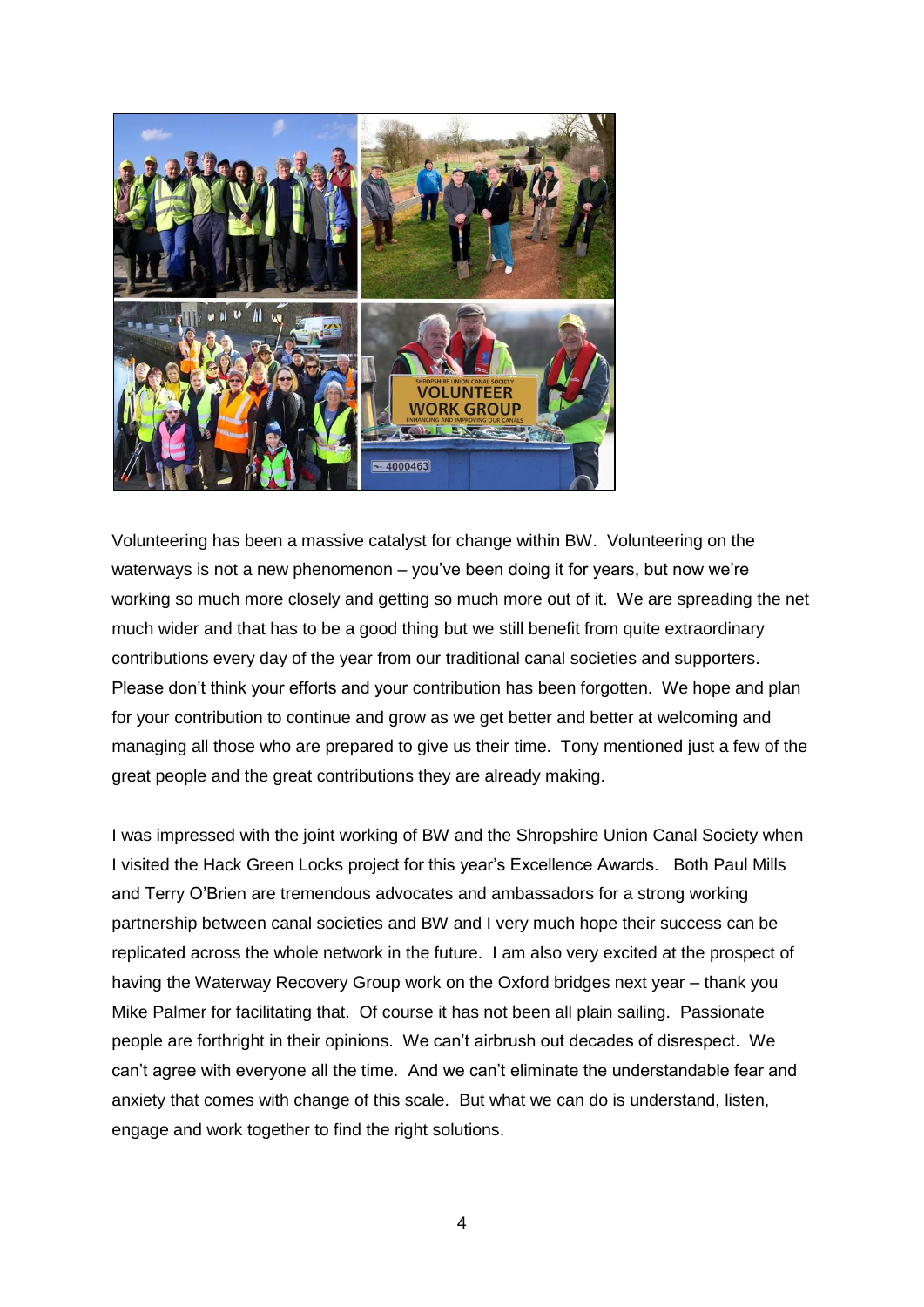Volunteering has been a massive catalyst for change within BW. Volunteering on the waterways is not a new phenomenon – you've been doing it for years, but now we're working so much more closely and getting so much more out of it. We are spreading the net much wider and that has to be a good thing but we still benefit from quite extraordinary contributions every day of the year from our traditional canal societies and supporters. Please don't think your efforts and your contribution has been forgotten. We hope and plan for your contribution to continue and grow as we get better and better at welcoming and managing all those who are prepared to give us their time. Tony mentioned just a few of the great people and the great contributions they are already making.

I was impressed with the joint working of BW and the Shropshire Union Canal Society when I visited the Hack Green Locks project for this year's Excellence Awards. Both Paul Mills and Terry O'Brien are tremendous advocates and ambassadors for a strong working partnership between canal societies and BW and I very much hope their success can be replicated across the whole network in the future. I am also very excited at the prospect of having the Waterway Recovery Group work on the Oxford bridges next year – thank you Mike Palmer for facilitating that. Of course it has not been all plain sailing. Passionate people are forthright in their opinions. We can't airbrush out decades of disrespect. We can't agree with everyone all the time. And we can't eliminate the understandable fear and anxiety that comes with change of this scale. But what we can do is understand, listen, engage and work together to find the right solutions.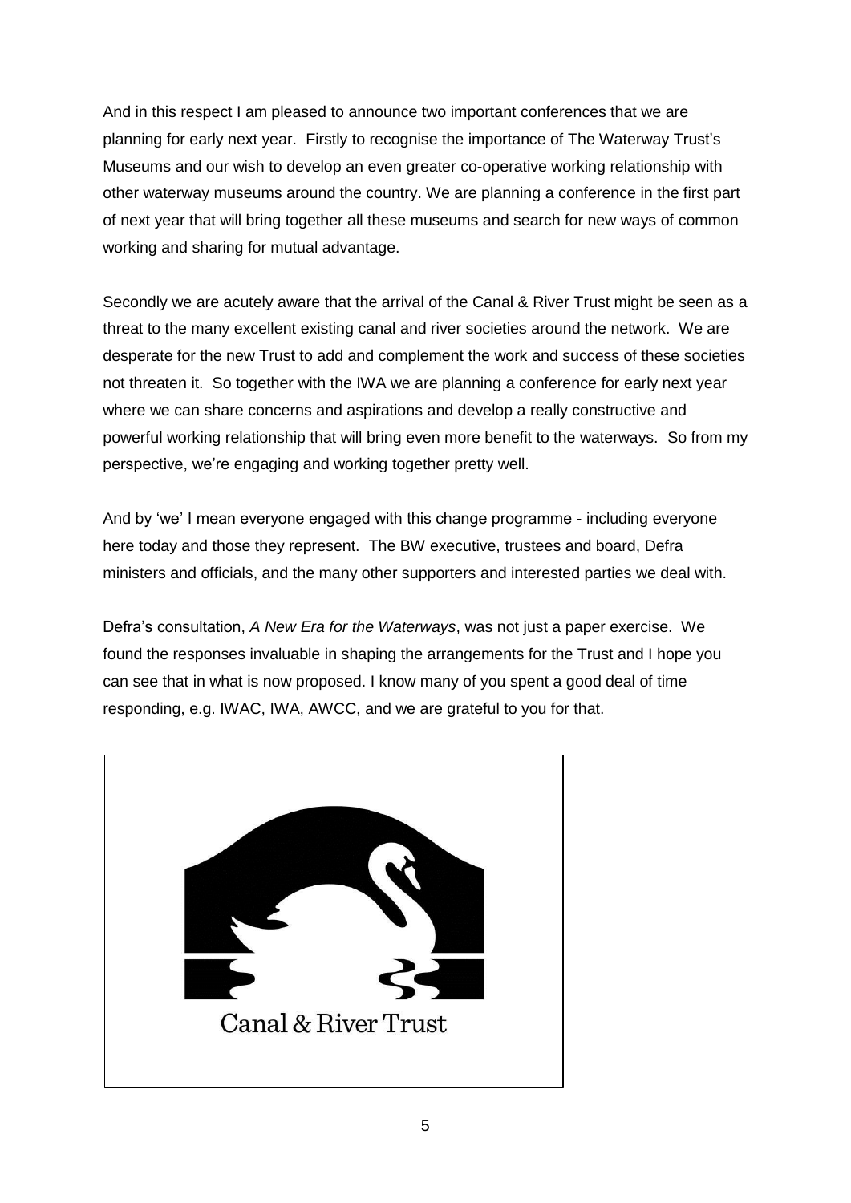And in this respect I am pleased to announce two important conferences that we are planning for early next year. Firstly to recognise the importance of The Waterway Trust's Museums and our wish to develop an even greater co-operative working relationship with other waterway museums around the country. We are planning a conference in the first part of next year that will bring together all these museums and search for new ways of common working and sharing for mutual advantage.

Secondly we are acutely aware that the arrival of the Canal & River Trust might be seen as a threat to the many excellent existing canal and river societies around the network. We are desperate for the new Trust to add and complement the work and success of these societies not threaten it. So together with the IWA we are planning a conference for early next year where we can share concerns and aspirations and develop a really constructive and powerful working relationship that will bring even more benefit to the waterways. So from my perspective, we're engaging and working together pretty well.

And by 'we' I mean everyone engaged with this change programme - including everyone here today and those they represent. The BW executive, trustees and board, Defra ministers and officials, and the many other supporters and interested parties we deal with.

Defra's consultation, *A New Era for the Waterways*, was not just a paper exercise. We found the responses invaluable in shaping the arrangements for the Trust and I hope you can see that in what is now proposed. I know many of you spent a good deal of time responding, e.g. IWAC, IWA, AWCC, and we are grateful to you for that.

Canal & River Trust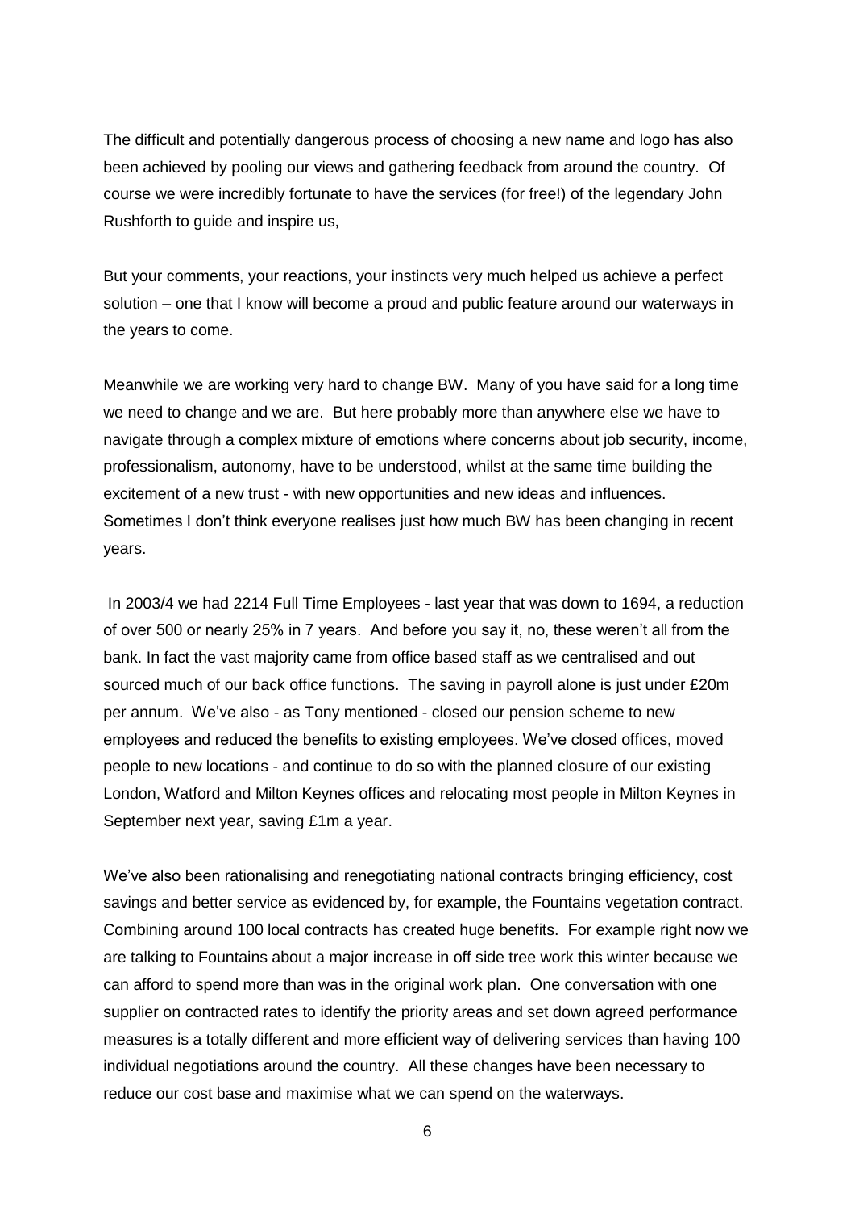The difficult and potentially dangerous process of choosing a new name and logo has also been achieved by pooling our views and gathering feedback from around the country. Of course we were incredibly fortunate to have the services (for free!) of the legendary John Rushforth to guide and inspire us,

But your comments, your reactions, your instincts very much helped us achieve a perfect solution – one that I know will become a proud and public feature around our waterways in the years to come.

Meanwhile we are working very hard to change BW. Many of you have said for a long time we need to change and we are. But here probably more than anywhere else we have to navigate through a complex mixture of emotions where concerns about job security, income, professionalism, autonomy, have to be understood, whilst at the same time building the excitement of a new trust - with new opportunities and new ideas and influences. Sometimes I don't think everyone realises just how much BW has been changing in recent years.

In 2003/4 we had 2214 Full Time Employees - last year that was down to 1694, a reduction of over 500 or nearly 25% in 7 years. And before you say it, no, these weren't all from the bank. In fact the vast majority came from office based staff as we centralised and out sourced much of our back office functions. The saving in payroll alone is just under £20m per annum. We've also - as Tony mentioned - closed our pension scheme to new employees and reduced the benefits to existing employees. We've closed offices, moved people to new locations - and continue to do so with the planned closure of our existing London, Watford and Milton Keynes offices and relocating most people in Milton Keynes in September next year, saving £1m a year.

We've also been rationalising and renegotiating national contracts bringing efficiency, cost savings and better service as evidenced by, for example, the Fountains vegetation contract. Combining around 100 local contracts has created huge benefits. For example right now we are talking to Fountains about a major increase in off side tree work this winter because we can afford to spend more than was in the original work plan. One conversation with one supplier on contracted rates to identify the priority areas and set down agreed performance measures is a totally different and more efficient way of delivering services than having 100 individual negotiations around the country. All these changes have been necessary to reduce our cost base and maximise what we can spend on the waterways.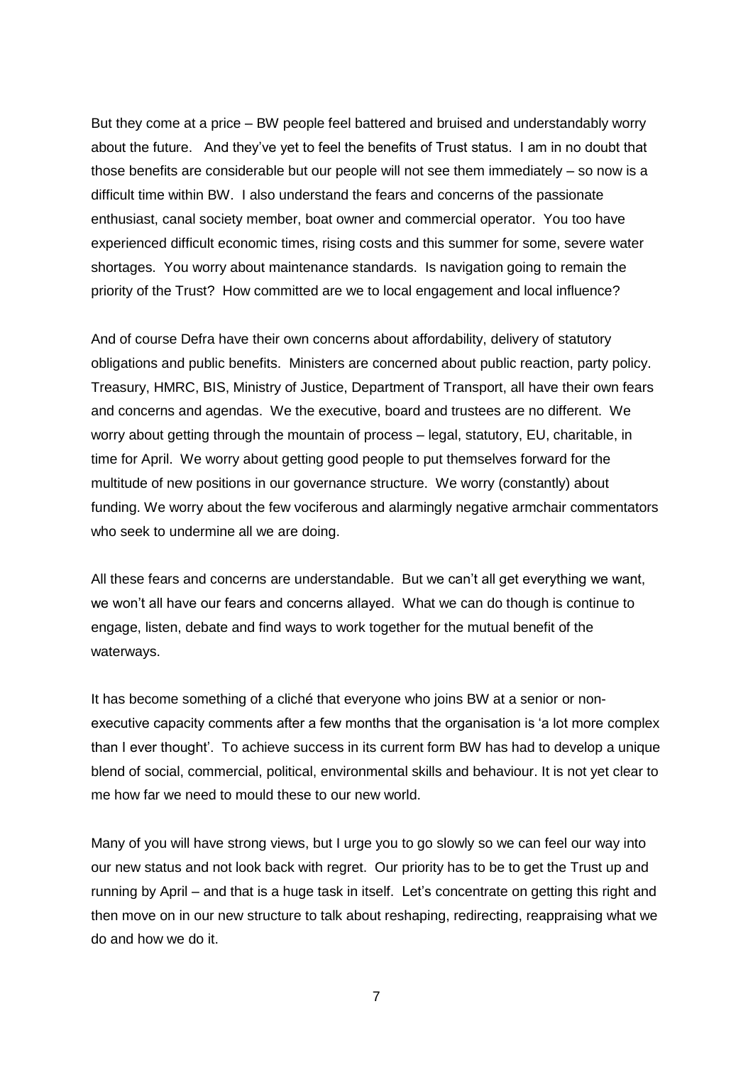But they come at a price – BW people feel battered and bruised and understandably worry about the future. And they've yet to feel the benefits of Trust status. I am in no doubt that those benefits are considerable but our people will not see them immediately – so now is a difficult time within BW. I also understand the fears and concerns of the passionate enthusiast, canal society member, boat owner and commercial operator. You too have experienced difficult economic times, rising costs and this summer for some, severe water shortages. You worry about maintenance standards. Is navigation going to remain the priority of the Trust? How committed are we to local engagement and local influence?

And of course Defra have their own concerns about affordability, delivery of statutory obligations and public benefits. Ministers are concerned about public reaction, party policy. Treasury, HMRC, BIS, Ministry of Justice, Department of Transport, all have their own fears and concerns and agendas. We the executive, board and trustees are no different. We worry about getting through the mountain of process – legal, statutory, EU, charitable, in time for April. We worry about getting good people to put themselves forward for the multitude of new positions in our governance structure. We worry (constantly) about funding. We worry about the few vociferous and alarmingly negative armchair commentators who seek to undermine all we are doing.

All these fears and concerns are understandable. But we can't all get everything we want, we won't all have our fears and concerns allayed. What we can do though is continue to engage, listen, debate and find ways to work together for the mutual benefit of the waterways.

It has become something of a cliché that everyone who joins BW at a senior or non-executive capacity comments after a few months that the organisation is 'a lot more complex than I ever thought'. To achieve success in its current form BW has had to develop a unique blend of social, commercial, political, environmental skills and behaviour. It is not yet clear to me how far we need to mould these to our new world.

Many of you will have strong views, but I urge you to go slowly so we can feel our way into our new status and not look back with regret. Our priority has to be to get the Trust up and running by April – and that is a huge task in itself. Let's concentrate on getting this right and then move on in our new structure to talk about reshaping, redirecting, reappraising what we do and how we do it.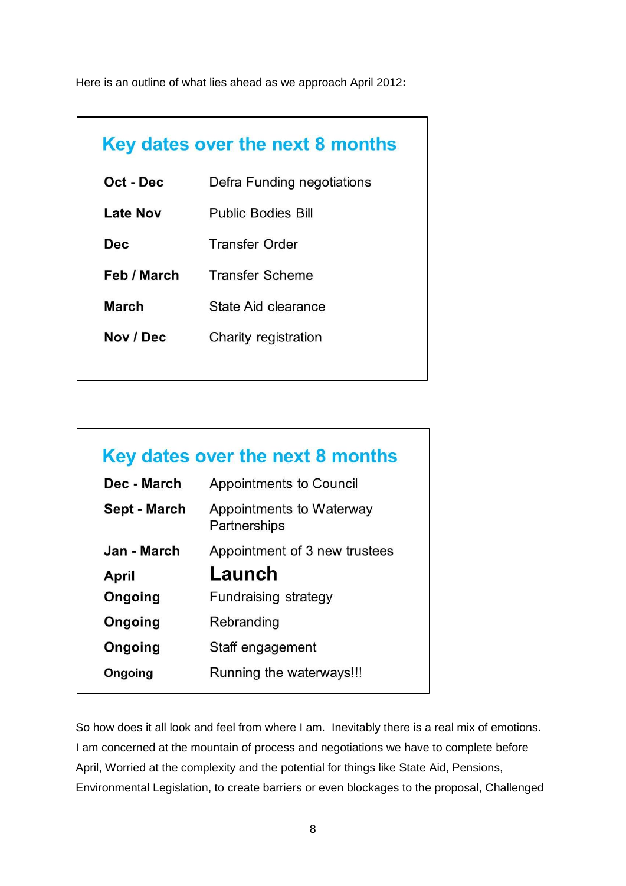Here is an outline of what lies ahead as we approach April 2012**:**

### Key dates over the next 8 months

| | |
|---|---|
| **Oct - Dec** | Defra Funding negotiations |
| **Late Nov** | Public Bodies Bill |
| **Dec** | Transfer Order |
| **Feb / March** | Transfer Scheme |
| **March** | State Aid clearance |
| **Nov / Dec** | Charity registration |

### Key dates over the next 8 months

| | |
|---|---|
| **Dec - March** | Appointments to Council |
| **Sept - March** | Appointments to Waterway Partnerships |
| **Jan - March** | Appointment of 3 new trustees |
| **April** | **Launch** |
| **Ongoing** | Fundraising strategy |
| **Ongoing** | Rebranding |
| **Ongoing** | Staff engagement |
| **Ongoing** | Running the waterways!!! |

So how does it all look and feel from where I am. Inevitably there is a real mix of emotions. I am concerned at the mountain of process and negotiations we have to complete before April, Worried at the complexity and the potential for things like State Aid, Pensions, Environmental Legislation, to create barriers or even blockages to the proposal, Challenged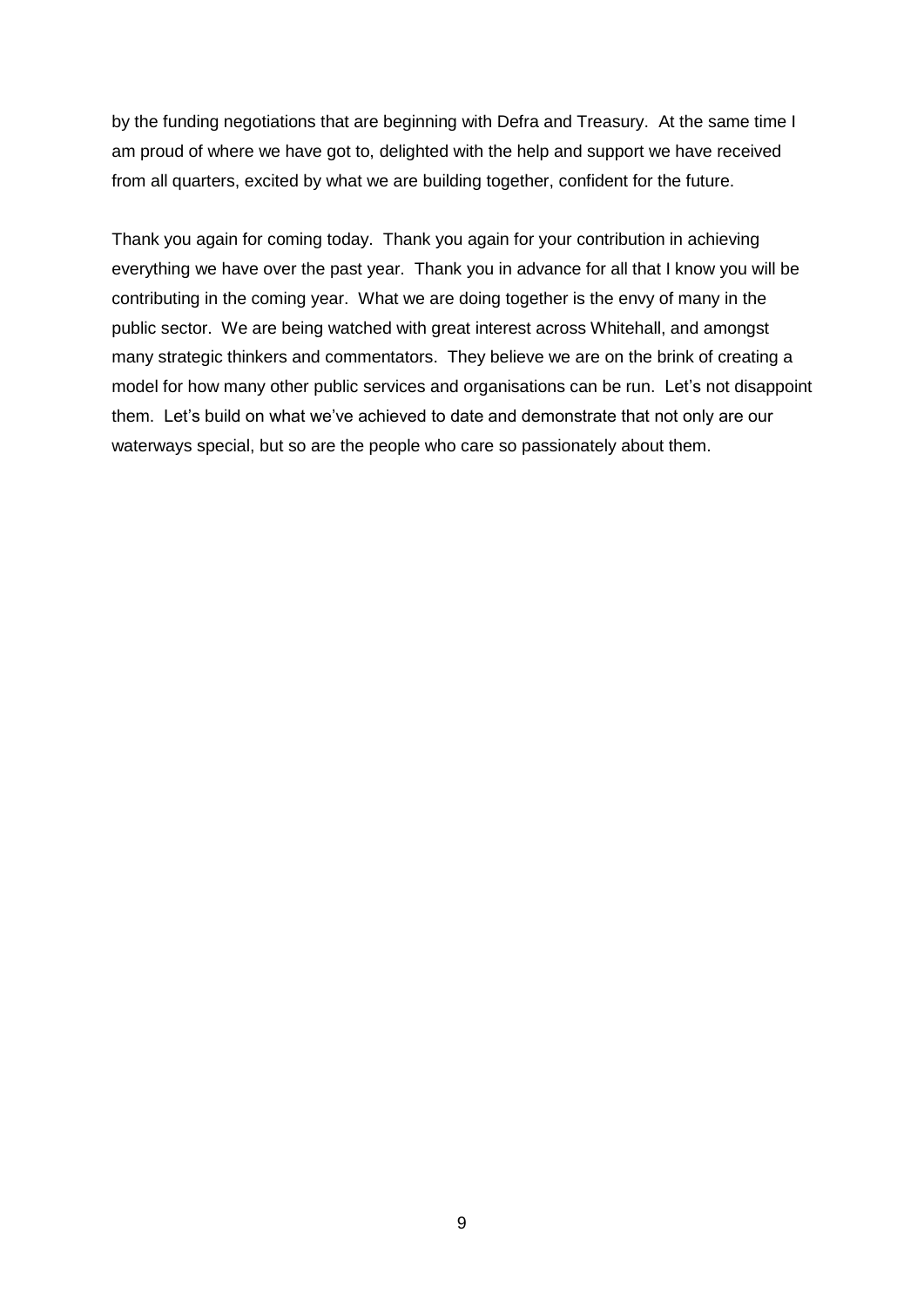by the funding negotiations that are beginning with Defra and Treasury. At the same time I am proud of where we have got to, delighted with the help and support we have received from all quarters, excited by what we are building together, confident for the future.

Thank you again for coming today. Thank you again for your contribution in achieving everything we have over the past year. Thank you in advance for all that I know you will be contributing in the coming year. What we are doing together is the envy of many in the public sector. We are being watched with great interest across Whitehall, and amongst many strategic thinkers and commentators. They believe we are on the brink of creating a model for how many other public services and organisations can be run. Let's not disappoint them. Let's build on what we've achieved to date and demonstrate that not only are our waterways special, but so are the people who care so passionately about them.